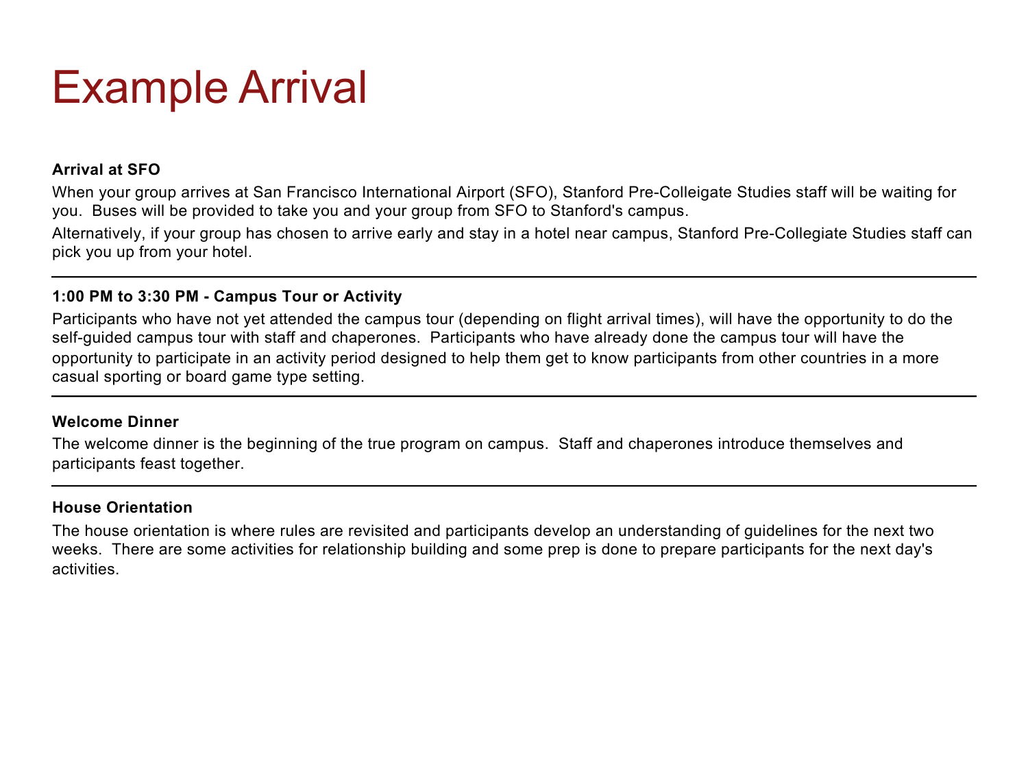# Example Arrival

**Arrival at SFO**

When your group arrives at San Francisco International Airport (SFO), Stanford Pre-Colleigate Studies staff will be waiting for you. Buses will be provided to take you and your group from SFO to Stanford's campus.

Alternatively, if your group has chosen to arrive early and stay in a hotel near campus, Stanford Pre-Collegiate Studies staff can pick you up from your hotel.

---

**1:00 PM to 3:30 PM - Campus Tour or Activity**

Participants who have not yet attended the campus tour (depending on flight arrival times), will have the opportunity to do the self-guided campus tour with staff and chaperones. Participants who have already done the campus tour will have the opportunity to participate in an activity period designed to help them get to know participants from other countries in a more casual sporting or board game type setting.

---

**Welcome Dinner**

The welcome dinner is the beginning of the true program on campus. Staff and chaperones introduce themselves and participants feast together.

---

**House Orientation**

The house orientation is where rules are revisited and participants develop an understanding of guidelines for the next two weeks. There are some activities for relationship building and some prep is done to prepare participants for the next day's activities.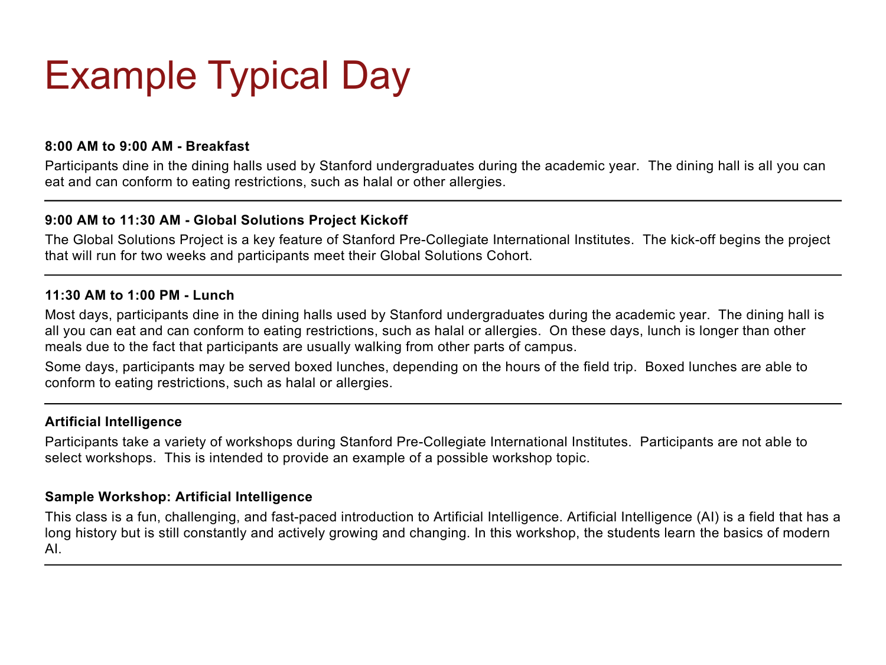# Example Typical Day

**8:00 AM to 9:00 AM - Breakfast**

Participants dine in the dining halls used by Stanford undergraduates during the academic year. The dining hall is all you can eat and can conform to eating restrictions, such as halal or other allergies.

---

**9:00 AM to 11:30 AM - Global Solutions Project Kickoff**

The Global Solutions Project is a key feature of Stanford Pre-Collegiate International Institutes. The kick-off begins the project that will run for two weeks and participants meet their Global Solutions Cohort.

---

**11:30 AM to 1:00 PM - Lunch**

Most days, participants dine in the dining halls used by Stanford undergraduates during the academic year. The dining hall is all you can eat and can conform to eating restrictions, such as halal or allergies. On these days, lunch is longer than other meals due to the fact that participants are usually walking from other parts of campus.

Some days, participants may be served boxed lunches, depending on the hours of the field trip. Boxed lunches are able to conform to eating restrictions, such as halal or allergies.

---

**Artificial Intelligence**

Participants take a variety of workshops during Stanford Pre-Collegiate International Institutes. Participants are not able to select workshops. This is intended to provide an example of a possible workshop topic.

**Sample Workshop: Artificial Intelligence**

This class is a fun, challenging, and fast-paced introduction to Artificial Intelligence. Artificial Intelligence (AI) is a field that has a long history but is still constantly and actively growing and changing. In this workshop, the students learn the basics of modern AI.

---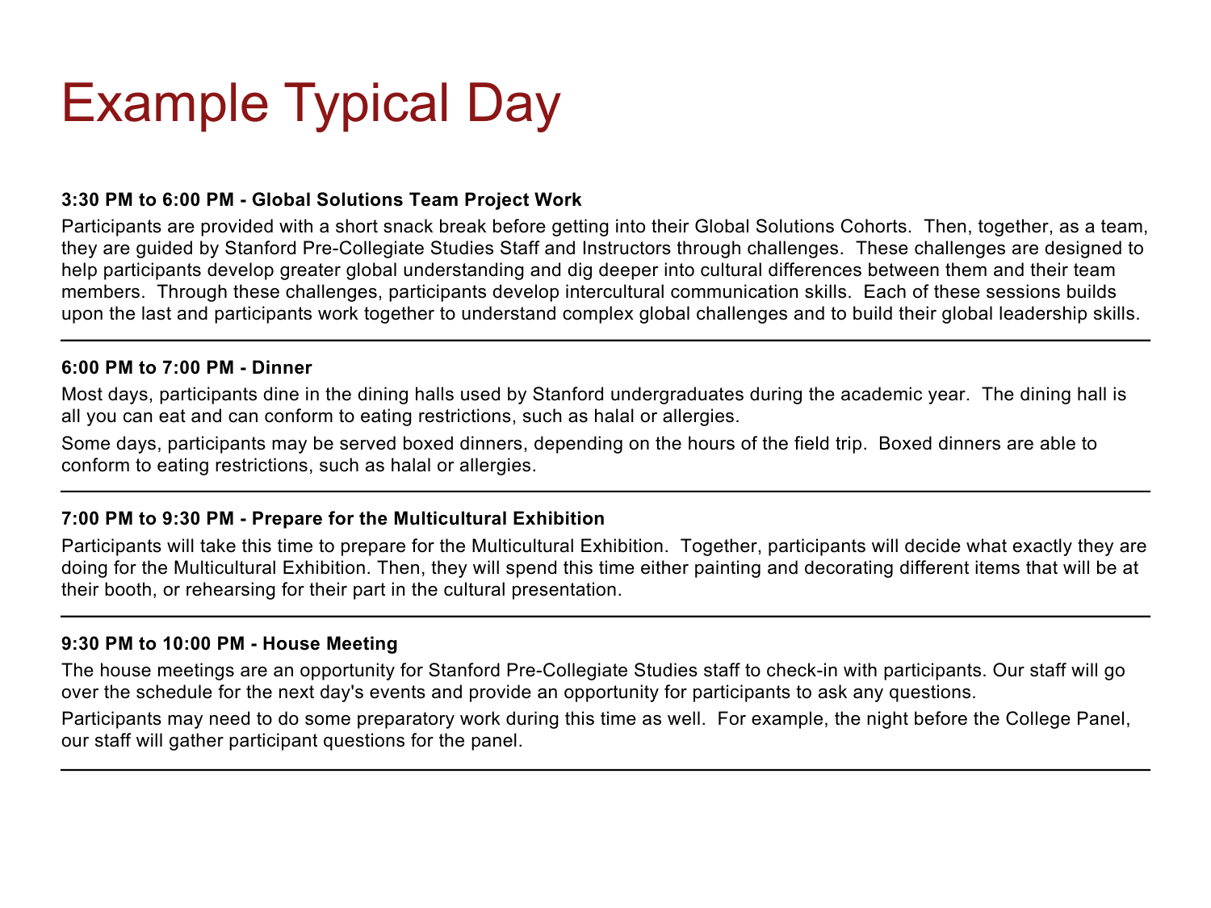# Example Typical Day

**3:30 PM to 6:00 PM - Global Solutions Team Project Work**

Participants are provided with a short snack break before getting into their Global Solutions Cohorts. Then, together, as a team, they are guided by Stanford Pre-Collegiate Studies Staff and Instructors through challenges. These challenges are designed to help participants develop greater global understanding and dig deeper into cultural differences between them and their team members. Through these challenges, participants develop intercultural communication skills. Each of these sessions builds upon the last and participants work together to understand complex global challenges and to build their global leadership skills.

---

**6:00 PM to 7:00 PM - Dinner**

Most days, participants dine in the dining halls used by Stanford undergraduates during the academic year. The dining hall is all you can eat and can conform to eating restrictions, such as halal or allergies.

Some days, participants may be served boxed dinners, depending on the hours of the field trip. Boxed dinners are able to conform to eating restrictions, such as halal or allergies.

---

**7:00 PM to 9:30 PM - Prepare for the Multicultural Exhibition**

Participants will take this time to prepare for the Multicultural Exhibition. Together, participants will decide what exactly they are doing for the Multicultural Exhibition. Then, they will spend this time either painting and decorating different items that will be at their booth, or rehearsing for their part in the cultural presentation.

---

**9:30 PM to 10:00 PM - House Meeting**

The house meetings are an opportunity for Stanford Pre-Collegiate Studies staff to check-in with participants. Our staff will go over the schedule for the next day's events and provide an opportunity for participants to ask any questions.

Participants may need to do some preparatory work during this time as well. For example, the night before the College Panel, our staff will gather participant questions for the panel.

---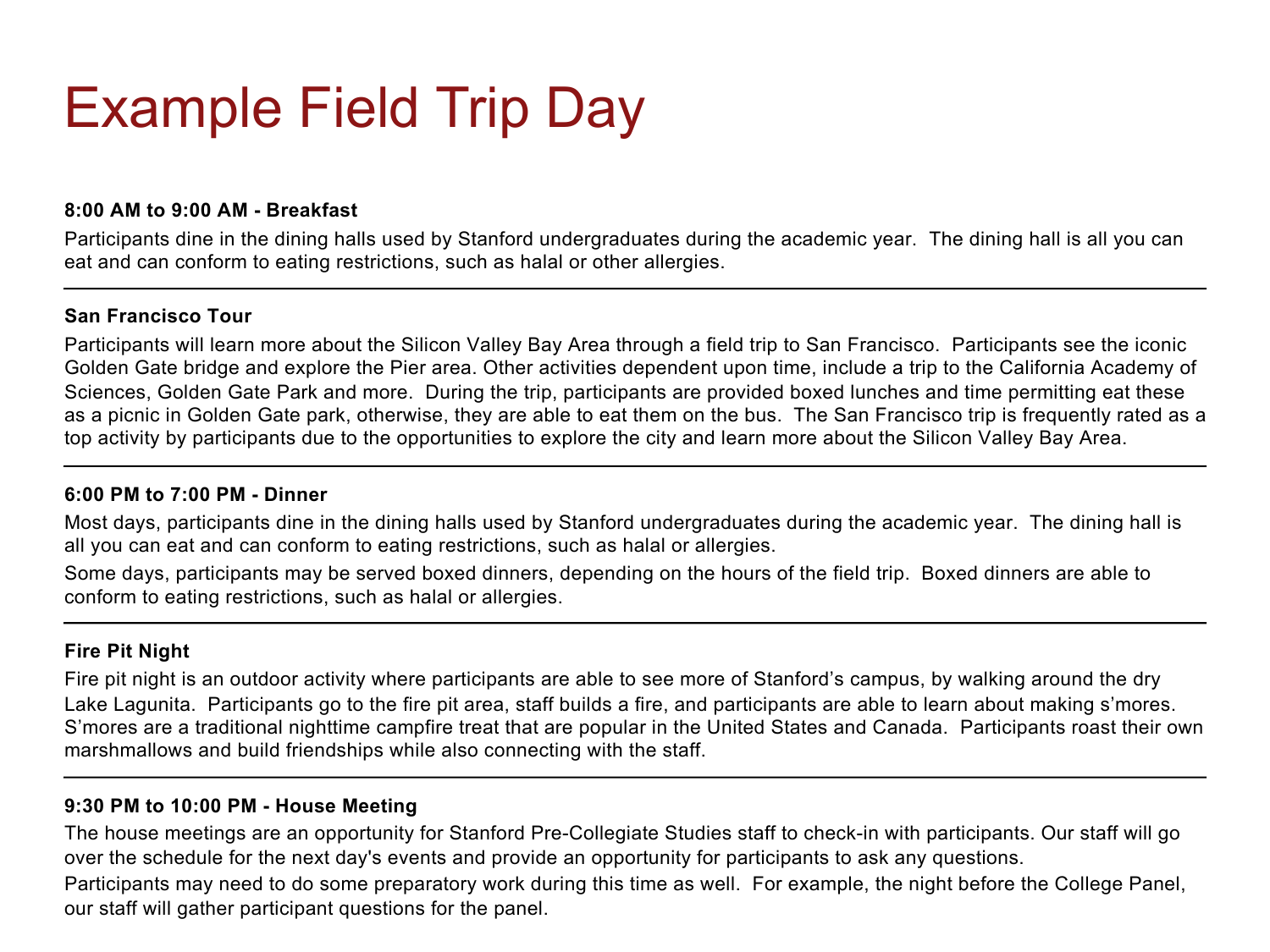# Example Field Trip Day

### 8:00 AM to 9:00 AM - Breakfast

Participants dine in the dining halls used by Stanford undergraduates during the academic year. The dining hall is all you can eat and can conform to eating restrictions, such as halal or other allergies.

---

### San Francisco Tour

Participants will learn more about the Silicon Valley Bay Area through a field trip to San Francisco. Participants see the iconic Golden Gate bridge and explore the Pier area. Other activities dependent upon time, include a trip to the California Academy of Sciences, Golden Gate Park and more. During the trip, participants are provided boxed lunches and time permitting eat these as a picnic in Golden Gate park, otherwise, they are able to eat them on the bus. The San Francisco trip is frequently rated as a top activity by participants due to the opportunities to explore the city and learn more about the Silicon Valley Bay Area.

---

### 6:00 PM to 7:00 PM - Dinner

Most days, participants dine in the dining halls used by Stanford undergraduates during the academic year. The dining hall is all you can eat and can conform to eating restrictions, such as halal or allergies.

Some days, participants may be served boxed dinners, depending on the hours of the field trip. Boxed dinners are able to conform to eating restrictions, such as halal or allergies.

---

### Fire Pit Night

Fire pit night is an outdoor activity where participants are able to see more of Stanford's campus, by walking around the dry Lake Lagunita. Participants go to the fire pit area, staff builds a fire, and participants are able to learn about making s'mores. S'mores are a traditional nighttime campfire treat that are popular in the United States and Canada. Participants roast their own marshmallows and build friendships while also connecting with the staff.

---

### 9:30 PM to 10:00 PM - House Meeting

The house meetings are an opportunity for Stanford Pre-Collegiate Studies staff to check-in with participants. Our staff will go over the schedule for the next day's events and provide an opportunity for participants to ask any questions.

Participants may need to do some preparatory work during this time as well. For example, the night before the College Panel, our staff will gather participant questions for the panel.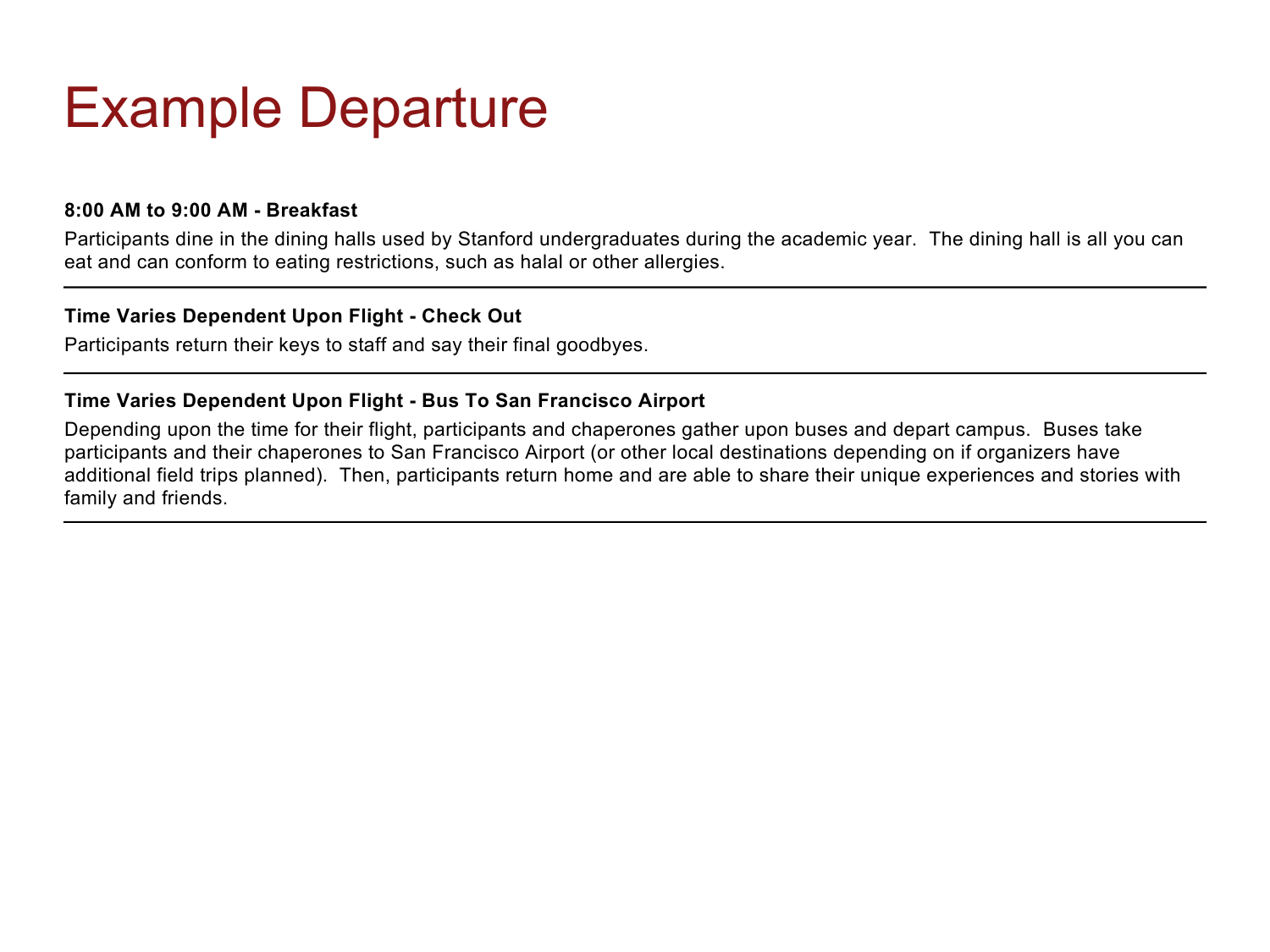# Example Departure

**8:00 AM to 9:00 AM - Breakfast**

Participants dine in the dining halls used by Stanford undergraduates during the academic year.  The dining hall is all you can eat and can conform to eating restrictions, such as halal or other allergies.

---

**Time Varies Dependent Upon Flight - Check Out**

Participants return their keys to staff and say their final goodbyes.

---

**Time Varies Dependent Upon Flight - Bus To San Francisco Airport**

Depending upon the time for their flight, participants and chaperones gather upon buses and depart campus.  Buses take participants and their chaperones to San Francisco Airport (or other local destinations depending on if organizers have additional field trips planned).  Then, participants return home and are able to share their unique experiences and stories with family and friends.

---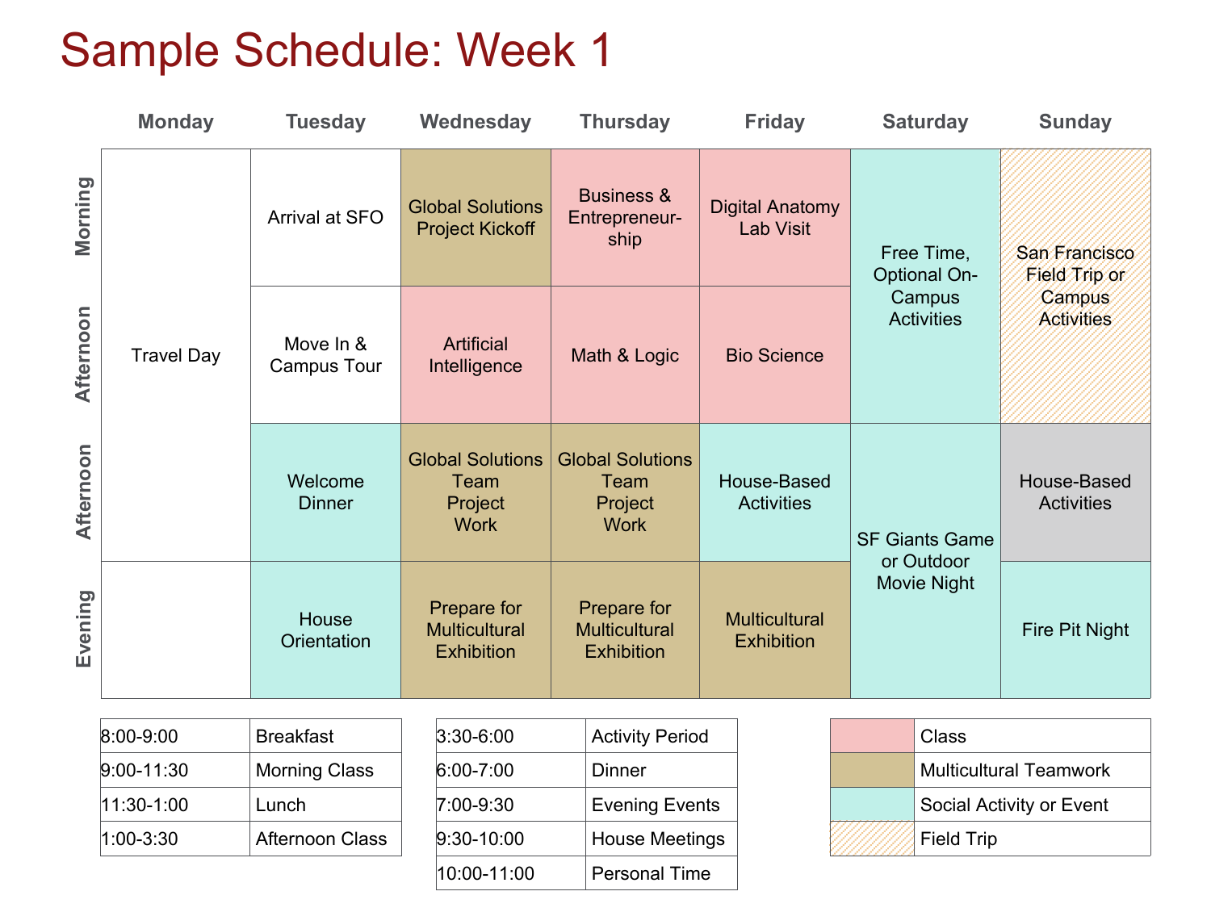# Sample Schedule: Week 1

| | Monday | Tuesday | Wednesday | Thursday | Friday | Saturday | Sunday |
|---|---|---|---|---|---|---|---|
| Morning | Travel Day | Arrival at SFO | Global Solutions Project Kickoff | Business & Entrepreneur-ship | Digital Anatomy Lab Visit | Free Time, Optional On-Campus Activities | San Francisco Field Trip or Campus Activities |
| Afternoon | | Move In & Campus Tour | Artificial Intelligence | Math & Logic | Bio Science | | |
| Afternoon | | Welcome Dinner | Global Solutions Team Project Work | Global Solutions Team Project Work | House-Based Activities | SF Giants Game or Outdoor Movie Night | House-Based Activities |
| Evening | | House Orientation | Prepare for Multicultural Exhibition | Prepare for Multicultural Exhibition | Multicultural Exhibition | | Fire Pit Night |

| | |
|---|---|
| 8:00-9:00 | Breakfast |
| 9:00-11:30 | Morning Class |
| 11:30-1:00 | Lunch |
| 1:00-3:30 | Afternoon Class |

| | |
|---|---|
| 3:30-6:00 | Activity Period |
| 6:00-7:00 | Dinner |
| 7:00-9:30 | Evening Events |
| 9:30-10:00 | House Meetings |
| 10:00-11:00 | Personal Time |

| Legend | |
|---|---|
| (pink) | Class |
| (tan) | Multicultural Teamwork |
| (light blue) | Social Activity or Event |
| (hatched orange) | Field Trip |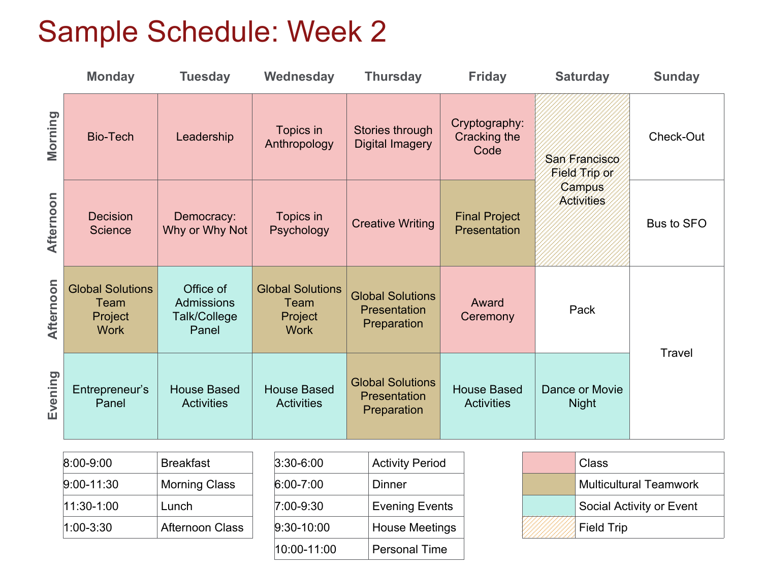# Sample Schedule: Week 2

| | Monday | Tuesday | Wednesday | Thursday | Friday | Saturday | Sunday |
|---|---|---|---|---|---|---|---|
| Morning | Bio-Tech | Leadership | Topics in Anthropology | Stories through Digital Imagery | Cryptography: Cracking the Code | San Francisco Field Trip or Campus Activities | Check-Out |
| Afternoon | Decision Science | Democracy: Why or Why Not | Topics in Psychology | Creative Writing | Final Project Presentation | | Bus to SFO |
| Afternoon | Global Solutions Team Project Work | Office of Admissions Talk/College Panel | Global Solutions Team Project Work | Global Solutions Presentation Preparation | Award Ceremony | Pack | Travel |
| Evening | Entrepreneur's Panel | House Based Activities | House Based Activities | Global Solutions Presentation Preparation | House Based Activities | Dance or Movie Night | |

| | |
|---|---|
| 8:00-9:00 | Breakfast |
| 9:00-11:30 | Morning Class |
| 11:30-1:00 | Lunch |
| 1:00-3:30 | Afternoon Class |

| | |
|---|---|
| 3:30-6:00 | Activity Period |
| 6:00-7:00 | Dinner |
| 7:00-9:30 | Evening Events |
| 9:30-10:00 | House Meetings |
| 10:00-11:00 | Personal Time |

| | |
|---|---|
| (pink) | Class |
| (tan) | Multicultural Teamwork |
| (light blue) | Social Activity or Event |
| (hatched) | Field Trip |